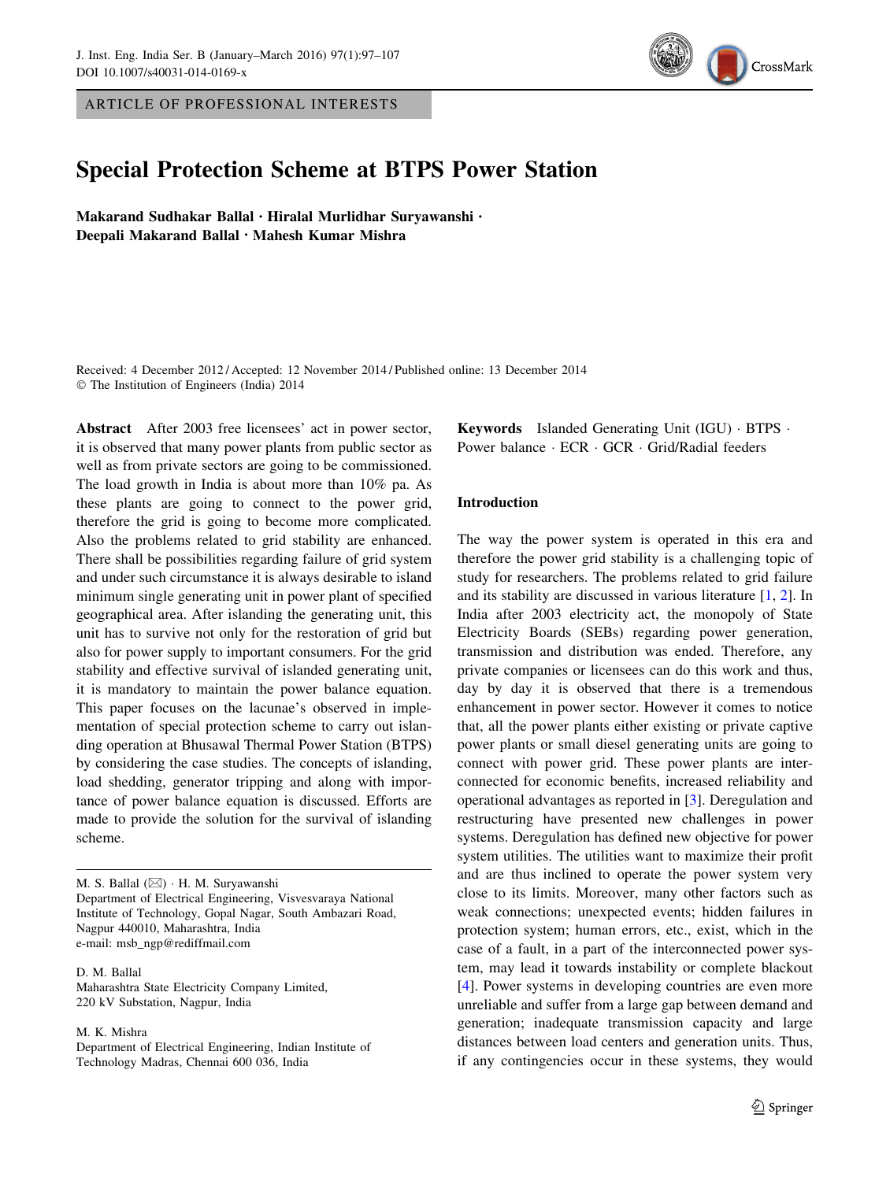ARTICLE OF PROFESSIONAL INTERESTS

# Special Protection Scheme at BTPS Power Station

**Makarand Sudhakar Ballal · Hiralal Murlidhar Suryawanshi · Deepali Makarand Ballal · Mahesh Kumar Mishra**

Received: 4 December 2012 / Accepted: 12 November 2014 / Published online: 13 December 2014
© The Institution of Engineers (India) 2014

**Abstract** After 2003 free licensees' act in power sector, it is observed that many power plants from public sector as well as from private sectors are going to be commissioned. The load growth in India is about more than 10% pa. As these plants are going to connect to the power grid, therefore the grid is going to become more complicated. Also the problems related to grid stability are enhanced. There shall be possibilities regarding failure of grid system and under such circumstance it is always desirable to island minimum single generating unit in power plant of specified geographical area. After islanding the generating unit, this unit has to survive not only for the restoration of grid but also for power supply to important consumers. For the grid stability and effective survival of islanded generating unit, it is mandatory to maintain the power balance equation. This paper focuses on the lacunae's observed in implementation of special protection scheme to carry out islanding operation at Bhusawal Thermal Power Station (BTPS) by considering the case studies. The concepts of islanding, load shedding, generator tripping and along with importance of power balance equation is discussed. Efforts are made to provide the solution for the survival of islanding scheme.

**Keywords** Islanded Generating Unit (IGU) · BTPS · Power balance · ECR · GCR · Grid/Radial feeders

M. S. Ballal (✉) · H. M. Suryawanshi
Department of Electrical Engineering, Visvesvaraya National Institute of Technology, Gopal Nagar, South Ambazari Road, Nagpur 440010, Maharashtra, India
e-mail: msb_ngp@rediffmail.com

D. M. Ballal
Maharashtra State Electricity Company Limited, 220 kV Substation, Nagpur, India

M. K. Mishra
Department of Electrical Engineering, Indian Institute of Technology Madras, Chennai 600 036, India

## Introduction

The way the power system is operated in this era and therefore the power grid stability is a challenging topic of study for researchers. The problems related to grid failure and its stability are discussed in various literature [1, 2]. In India after 2003 electricity act, the monopoly of State Electricity Boards (SEBs) regarding power generation, transmission and distribution was ended. Therefore, any private companies or licensees can do this work and thus, day by day it is observed that there is a tremendous enhancement in power sector. However it comes to notice that, all the power plants either existing or private captive power plants or small diesel generating units are going to connect with power grid. These power plants are interconnected for economic benefits, increased reliability and operational advantages as reported in [3]. Deregulation and restructuring have presented new challenges in power systems. Deregulation has defined new objective for power system utilities. The utilities want to maximize their profit and are thus inclined to operate the power system very close to its limits. Moreover, many other factors such as weak connections; unexpected events; hidden failures in protection system; human errors, etc., exist, which in the case of a fault, in a part of the interconnected power system, may lead it towards instability or complete blackout [4]. Power systems in developing countries are even more unreliable and suffer from a large gap between demand and generation; inadequate transmission capacity and large distances between load centers and generation units. Thus, if any contingencies occur in these systems, they would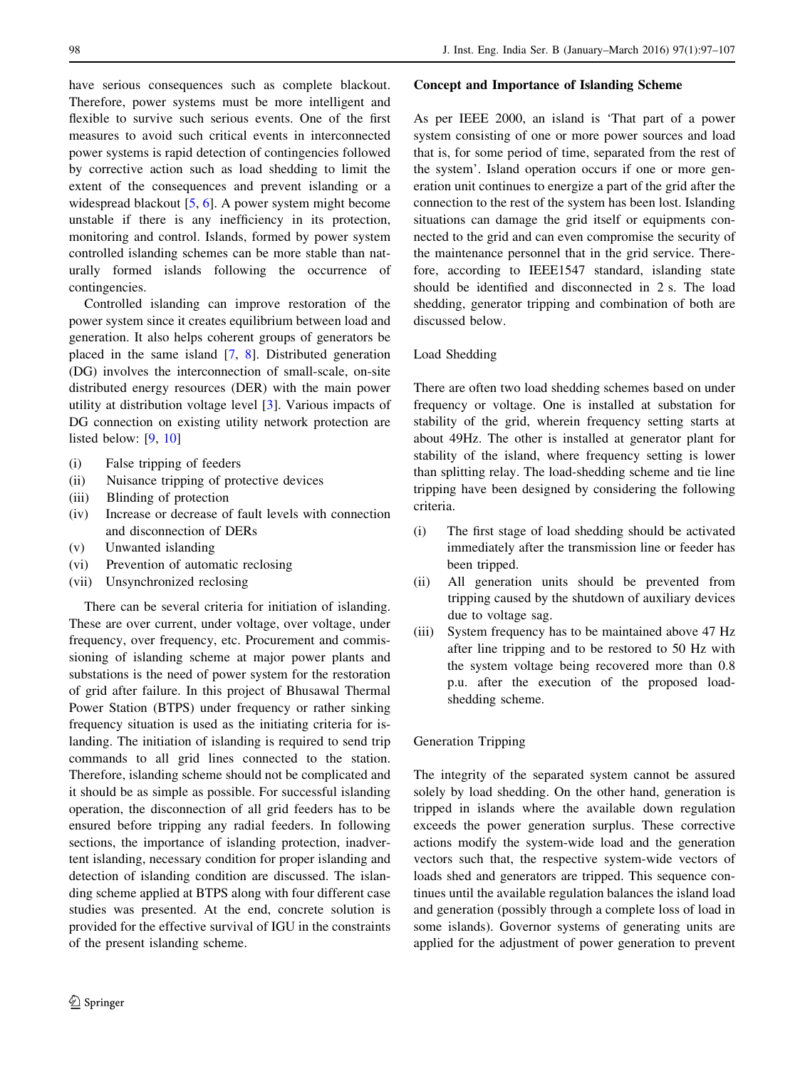have serious consequences such as complete blackout. Therefore, power systems must be more intelligent and flexible to survive such serious events. One of the first measures to avoid such critical events in interconnected power systems is rapid detection of contingencies followed by corrective action such as load shedding to limit the extent of the consequences and prevent islanding or a widespread blackout [5, 6]. A power system might become unstable if there is any inefficiency in its protection, monitoring and control. Islands, formed by power system controlled islanding schemes can be more stable than naturally formed islands following the occurrence of contingencies.

Controlled islanding can improve restoration of the power system since it creates equilibrium between load and generation. It also helps coherent groups of generators be placed in the same island [7, 8]. Distributed generation (DG) involves the interconnection of small-scale, on-site distributed energy resources (DER) with the main power utility at distribution voltage level [3]. Various impacts of DG connection on existing utility network protection are listed below: [9, 10]

(i) False tripping of feeders
(ii) Nuisance tripping of protective devices
(iii) Blinding of protection
(iv) Increase or decrease of fault levels with connection and disconnection of DERs
(v) Unwanted islanding
(vi) Prevention of automatic reclosing
(vii) Unsynchronized reclosing

There can be several criteria for initiation of islanding. These are over current, under voltage, over voltage, under frequency, over frequency, etc. Procurement and commissioning of islanding scheme at major power plants and substations is the need of power system for the restoration of grid after failure. In this project of Bhusawal Thermal Power Station (BTPS) under frequency or rather sinking frequency situation is used as the initiating criteria for islanding. The initiation of islanding is required to send trip commands to all grid lines connected to the station. Therefore, islanding scheme should not be complicated and it should be as simple as possible. For successful islanding operation, the disconnection of all grid feeders has to be ensured before tripping any radial feeders. In following sections, the importance of islanding protection, inadvertent islanding, necessary condition for proper islanding and detection of islanding condition are discussed. The islanding scheme applied at BTPS along with four different case studies was presented. At the end, concrete solution is provided for the effective survival of IGU in the constraints of the present islanding scheme.

## Concept and Importance of Islanding Scheme

As per IEEE 2000, an island is 'That part of a power system consisting of one or more power sources and load that is, for some period of time, separated from the rest of the system'. Island operation occurs if one or more generation unit continues to energize a part of the grid after the connection to the rest of the system has been lost. Islanding situations can damage the grid itself or equipments connected to the grid and can even compromise the security of the maintenance personnel that in the grid service. Therefore, according to IEEE1547 standard, islanding state should be identified and disconnected in 2 s. The load shedding, generator tripping and combination of both are discussed below.

### Load Shedding

There are often two load shedding schemes based on under frequency or voltage. One is installed at substation for stability of the grid, wherein frequency setting starts at about 49Hz. The other is installed at generator plant for stability of the island, where frequency setting is lower than splitting relay. The load-shedding scheme and tie line tripping have been designed by considering the following criteria.

(i) The first stage of load shedding should be activated immediately after the transmission line or feeder has been tripped.
(ii) All generation units should be prevented from tripping caused by the shutdown of auxiliary devices due to voltage sag.
(iii) System frequency has to be maintained above 47 Hz after line tripping and to be restored to 50 Hz with the system voltage being recovered more than 0.8 p.u. after the execution of the proposed load-shedding scheme.

### Generation Tripping

The integrity of the separated system cannot be assured solely by load shedding. On the other hand, generation is tripped in islands where the available down regulation exceeds the power generation surplus. These corrective actions modify the system-wide load and the generation vectors such that, the respective system-wide vectors of loads shed and generators are tripped. This sequence continues until the available regulation balances the island load and generation (possibly through a complete loss of load in some islands). Governor systems of generating units are applied for the adjustment of power generation to prevent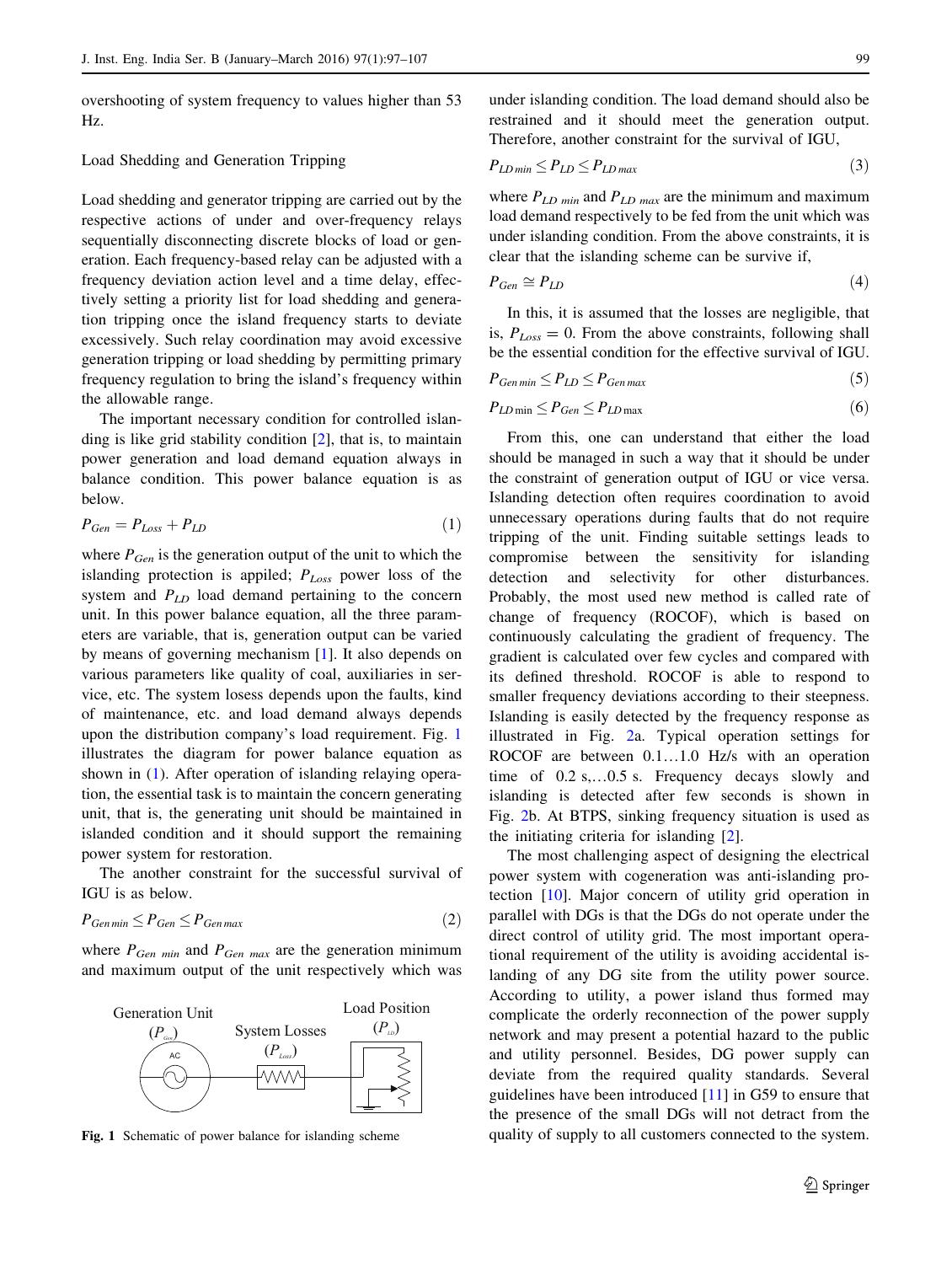overshooting of system frequency to values higher than 53 Hz.

Load Shedding and Generation Tripping

Load shedding and generator tripping are carried out by the respective actions of under and over-frequency relays sequentially disconnecting discrete blocks of load or generation. Each frequency-based relay can be adjusted with a frequency deviation action level and a time delay, effectively setting a priority list for load shedding and generation tripping once the island frequency starts to deviate excessively. Such relay coordination may avoid excessive generation tripping or load shedding by permitting primary frequency regulation to bring the island's frequency within the allowable range.

The important necessary condition for controlled islanding is like grid stability condition [2], that is, to maintain power generation and load demand equation always in balance condition. This power balance equation is as below.

$$P_{Gen} = P_{Loss} + P_{LD} \tag{1}$$

where $P_{Gen}$ is the generation output of the unit to which the islanding protection is apiled; $P_{Loss}$ power loss of the system and $P_{LD}$ load demand pertaining to the concern unit. In this power balance equation, all the three parameters are variable, that is, generation output can be varied by means of governing mechanism [1]. It also depends on various parameters like quality of coal, auxiliaries in service, etc. The system losess depends upon the faults, kind of maintenance, etc. and load demand always depends upon the distribution company's load requirement. Fig. 1 illustrates the diagram for power balance equation as shown in (1). After operation of islanding relaying operation, the essential task is to maintain the concern generating unit, that is, the generating unit should be maintained in islanded condition and it should support the remaining power system for restoration.

The another constraint for the successful survival of IGU is as below.

$$P_{Gen\,min} \le P_{Gen} \le P_{Gen\,max} \tag{2}$$

where $P_{Gen\ min}$ and $P_{Gen\ max}$ are the generation minimum and maximum output of the unit respectively which was

Generation Unit ($P_{Gen}$) — System Losses ($P_{Loss}$) — Load Position ($P_{LD}$)

Fig. 1 Schematic of power balance for islanding scheme

under islanding condition. The load demand should also be restrained and it should meet the generation output. Therefore, another constraint for the survival of IGU,

$$P_{LD\,min} \le P_{LD} \le P_{LD\,max} \tag{3}$$

where $P_{LD\ min}$ and $P_{LD\ max}$ are the minimum and maximum load demand respectively to be fed from the unit which was under islanding condition. From the above constraints, it is clear that the islanding scheme can be survive if,

$$P_{Gen} \cong P_{LD} \tag{4}$$

In this, it is assumed that the losses are negligible, that is, $P_{Loss} = 0$. From the above constraints, following shall be the essential condition for the effective survival of IGU.

$$P_{Gen\,min} \le P_{LD} \le P_{Gen\,max} \tag{5}$$

$$P_{LD\,\min} \le P_{Gen} \le P_{LD\,\max} \tag{6}$$

From this, one can understand that either the load should be managed in such a way that it should be under the constraint of generation output of IGU or vice versa. Islanding detection often requires coordination to avoid unnecessary operations during faults that do not require tripping of the unit. Finding suitable settings leads to compromise between the sensitivity for islanding detection and selectivity for other disturbances. Probably, the most used new method is called rate of change of frequency (ROCOF), which is based on continuously calculating the gradient of frequency. The gradient is calculated over few cycles and compared with its defined threshold. ROCOF is able to respond to smaller frequency deviations according to their steepness. Islanding is easily detected by the frequency response as illustrated in Fig. 2a. Typical operation settings for ROCOF are between 0.1…1.0 Hz/s with an operation time of 0.2 s,…0.5 s. Frequency decays slowly and islanding is detected after few seconds is shown in Fig. 2b. At BTPS, sinking frequency situation is used as the initiating criteria for islanding [2].

The most challenging aspect of designing the electrical power system with cogeneration was anti-islanding protection [10]. Major concern of utility grid operation in parallel with DGs is that the DGs do not operate under the direct control of utility grid. The most important operational requirement of the utility is avoiding accidental islanding of any DG site from the utility power source. According to utility, a power island thus formed may complicate the orderly reconnection of the power supply network and may present a potential hazard to the public and utility personnel. Besides, DG power supply can deviate from the required quality standards. Several guidelines have been introduced [11] in G59 to ensure that the presence of the small DGs will not detract from the quality of supply to all customers connected to the system.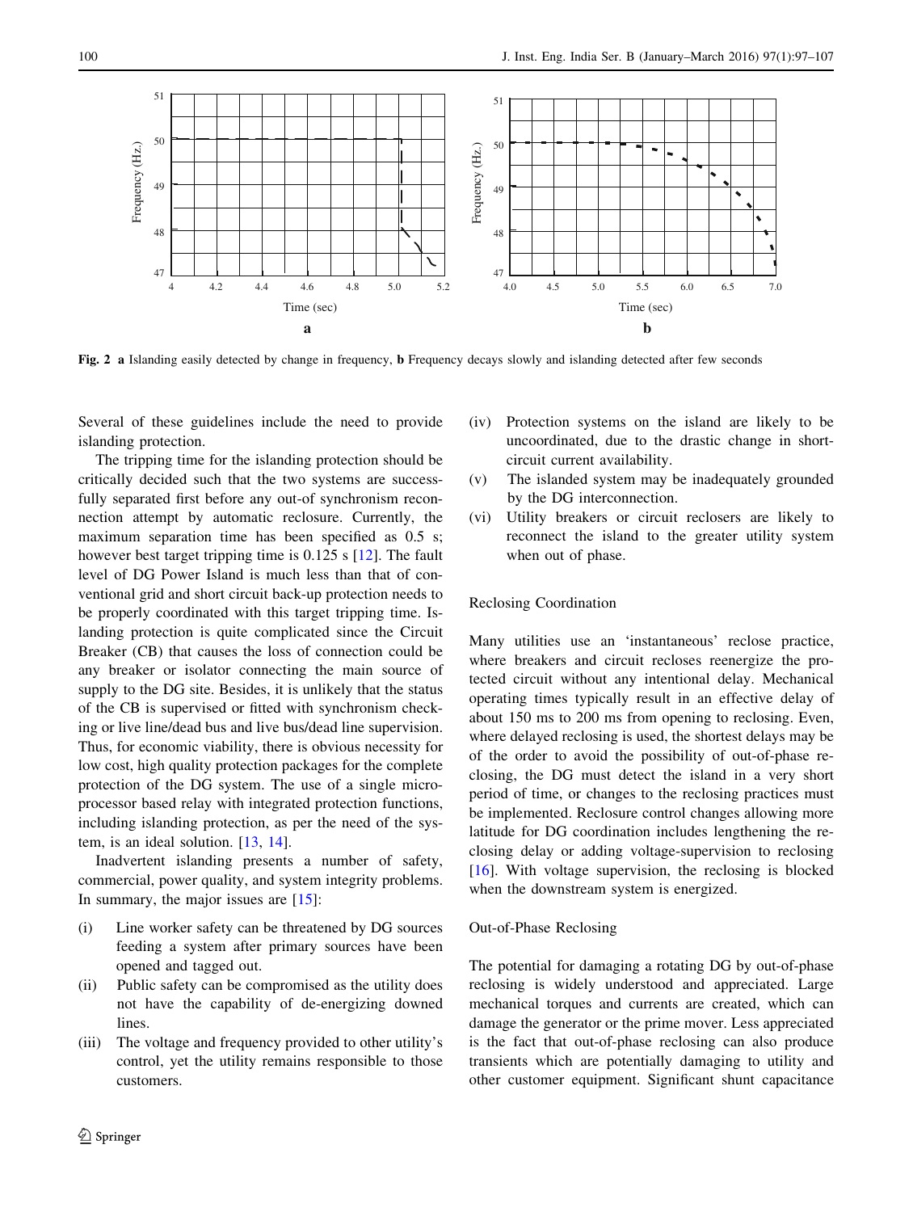Fig. 2 **a** Islanding easily detected by change in frequency, **b** Frequency decays slowly and islanding detected after few seconds

Several of these guidelines include the need to provide islanding protection.

The tripping time for the islanding protection should be critically decided such that the two systems are successfully separated first before any out-of synchronism reconnection attempt by automatic reclosure. Currently, the maximum separation time has been specified as 0.5 s; however best target tripping time is 0.125 s [12]. The fault level of DG Power Island is much less than that of conventional grid and short circuit back-up protection needs to be properly coordinated with this target tripping time. Islanding protection is quite complicated since the Circuit Breaker (CB) that causes the loss of connection could be any breaker or isolator connecting the main source of supply to the DG site. Besides, it is unlikely that the status of the CB is supervised or fitted with synchronism checking or live line/dead bus and live bus/dead line supervision. Thus, for economic viability, there is obvious necessity for low cost, high quality protection packages for the complete protection of the DG system. The use of a single microprocessor based relay with integrated protection functions, including islanding protection, as per the need of the system, is an ideal solution. [13, 14].

Inadvertent islanding presents a number of safety, commercial, power quality, and system integrity problems. In summary, the major issues are [15]:

(i) Line worker safety can be threatened by DG sources feeding a system after primary sources have been opened and tagged out.
(ii) Public safety can be compromised as the utility does not have the capability of de-energizing downed lines.
(iii) The voltage and frequency provided to other utility's control, yet the utility remains responsible to those customers.
(iv) Protection systems on the island are likely to be uncoordinated, due to the drastic change in short-circuit current availability.
(v) The islanded system may be inadequately grounded by the DG interconnection.
(vi) Utility breakers or circuit reclosers are likely to reconnect the island to the greater utility system when out of phase.

### Reclosing Coordination

Many utilities use an 'instantaneous' reclose practice, where breakers and circuit recloses reenergize the protected circuit without any intentional delay. Mechanical operating times typically result in an effective delay of about 150 ms to 200 ms from opening to reclosing. Even, where delayed reclosing is used, the shortest delays may be of the order to avoid the possibility of out-of-phase reclosing, the DG must detect the island in a very short period of time, or changes to the reclosing practices must be implemented. Reclosure control changes allowing more latitude for DG coordination includes lengthening the reclosing delay or adding voltage-supervision to reclosing [16]. With voltage supervision, the reclosing is blocked when the downstream system is energized.

### Out-of-Phase Reclosing

The potential for damaging a rotating DG by out-of-phase reclosing is widely understood and appreciated. Large mechanical torques and currents are created, which can damage the generator or the prime mover. Less appreciated is the fact that out-of-phase reclosing can also produce transients which are potentially damaging to utility and other customer equipment. Significant shunt capacitance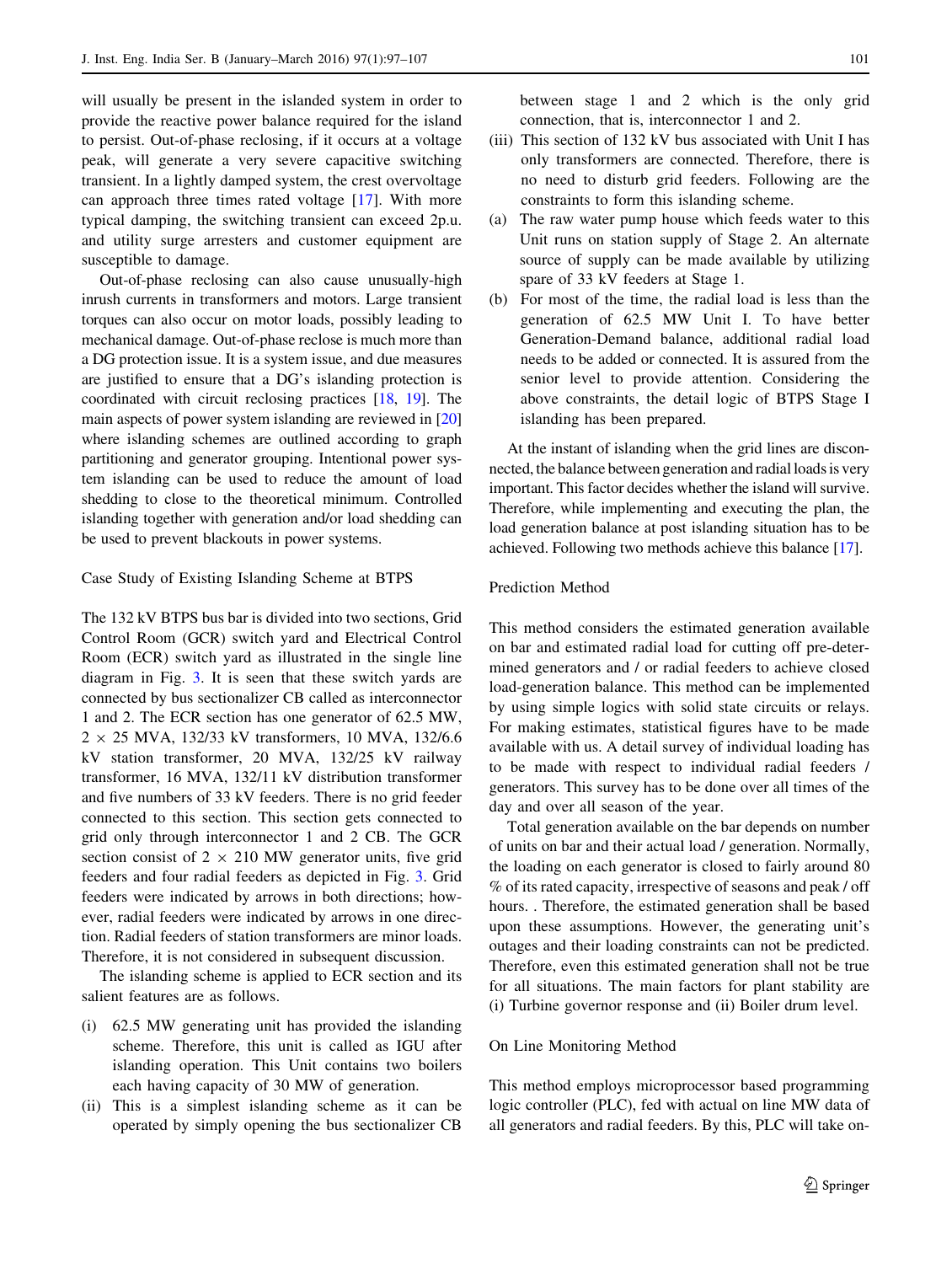will usually be present in the islanded system in order to provide the reactive power balance required for the island to persist. Out-of-phase reclosing, if it occurs at a voltage peak, will generate a very severe capacitive switching transient. In a lightly damped system, the crest overvoltage can approach three times rated voltage [17]. With more typical damping, the switching transient can exceed 2p.u. and utility surge arresters and customer equipment are susceptible to damage.

Out-of-phase reclosing can also cause unusually-high inrush currents in transformers and motors. Large transient torques can also occur on motor loads, possibly leading to mechanical damage. Out-of-phase reclose is much more than a DG protection issue. It is a system issue, and due measures are justified to ensure that a DG's islanding protection is coordinated with circuit reclosing practices [18, 19]. The main aspects of power system islanding are reviewed in [20] where islanding schemes are outlined according to graph partitioning and generator grouping. Intentional power system islanding can be used to reduce the amount of load shedding to close to the theoretical minimum. Controlled islanding together with generation and/or load shedding can be used to prevent blackouts in power systems.

## Case Study of Existing Islanding Scheme at BTPS

The 132 kV BTPS bus bar is divided into two sections, Grid Control Room (GCR) switch yard and Electrical Control Room (ECR) switch yard as illustrated in the single line diagram in Fig. 3. It is seen that these switch yards are connected by bus sectionalizer CB called as interconnector 1 and 2. The ECR section has one generator of 62.5 MW, 2 × 25 MVA, 132/33 kV transformers, 10 MVA, 132/6.6 kV station transformer, 20 MVA, 132/25 kV railway transformer, 16 MVA, 132/11 kV distribution transformer and five numbers of 33 kV feeders. There is no grid feeder connected to this section. This section gets connected to grid only through interconnector 1 and 2 CB. The GCR section consist of 2 × 210 MW generator units, five grid feeders and four radial feeders as depicted in Fig. 3. Grid feeders were indicated by arrows in both directions; however, radial feeders were indicated by arrows in one direction. Radial feeders of station transformers are minor loads. Therefore, it is not considered in subsequent discussion.

The islanding scheme is applied to ECR section and its salient features are as follows.

(i) 62.5 MW generating unit has provided the islanding scheme. Therefore, this unit is called as IGU after islanding operation. This Unit contains two boilers each having capacity of 30 MW of generation.

(ii) This is a simplest islanding scheme as it can be operated by simply opening the bus sectionalizer CB between stage 1 and 2 which is the only grid connection, that is, interconnector 1 and 2.

(iii) This section of 132 kV bus associated with Unit I has only transformers are connected. Therefore, there is no need to disturb grid feeders. Following are the constraints to form this islanding scheme.

(a) The raw water pump house which feeds water to this Unit runs on station supply of Stage 2. An alternate source of supply can be made available by utilizing spare of 33 kV feeders at Stage 1.

(b) For most of the time, the radial load is less than the generation of 62.5 MW Unit I. To have better Generation-Demand balance, additional radial load needs to be added or connected. It is assured from the senior level to provide attention. Considering the above constraints, the detail logic of BTPS Stage I islanding has been prepared.

At the instant of islanding when the grid lines are disconnected, the balance between generation and radial loads is very important. This factor decides whether the island will survive. Therefore, while implementing and executing the plan, the load generation balance at post islanding situation has to be achieved. Following two methods achieve this balance [17].

### Prediction Method

This method considers the estimated generation available on bar and estimated radial load for cutting off pre-determined generators and / or radial feeders to achieve closed load-generation balance. This method can be implemented by using simple logics with solid state circuits or relays. For making estimates, statistical figures have to be made available with us. A detail survey of individual loading has to be made with respect to individual radial feeders / generators. This survey has to be done over all times of the day and over all season of the year.

Total generation available on the bar depends on number of units on bar and their actual load / generation. Normally, the loading on each generator is closed to fairly around 80 % of its rated capacity, irrespective of seasons and peak / off hours. . Therefore, the estimated generation shall be based upon these assumptions. However, the generating unit's outages and their loading constraints can not be predicted. Therefore, even this estimated generation shall not be true for all situations. The main factors for plant stability are (i) Turbine governor response and (ii) Boiler drum level.

### On Line Monitoring Method

This method employs microprocessor based programming logic controller (PLC), fed with actual on line MW data of all generators and radial feeders. By this, PLC will take on-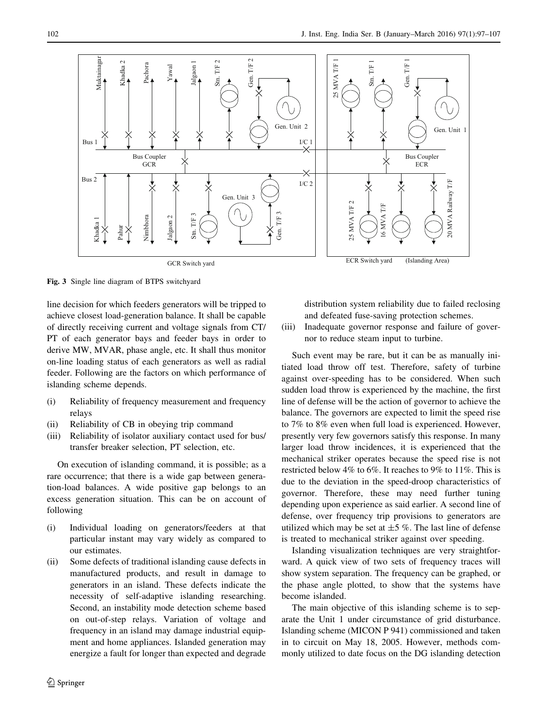Fig. 3 Single line diagram of BTPS switchyard

line decision for which feeders generators will be tripped to achieve closest load-generation balance. It shall be capable of directly receiving current and voltage signals from CT/PT of each generator bays and feeder bays in order to derive MW, MVAR, phase angle, etc. It shall thus monitor on-line loading status of each generators as well as radial feeder. Following are the factors on which performance of islanding scheme depends.

(i) Reliability of frequency measurement and frequency relays
(ii) Reliability of CB in obeying trip command
(iii) Reliability of isolator auxiliary contact used for bus/transfer breaker selection, PT selection, etc.

On execution of islanding command, it is possible; as a rare occurrence; that there is a wide gap between generation-load balances. A wide positive gap belongs to an excess generation situation. This can be on account of following

(i) Individual loading on generators/feeders at that particular instant may vary widely as compared to our estimates.
(ii) Some defects of traditional islanding cause defects in manufactured products, and result in damage to generators in an island. These defects indicate the necessity of self-adaptive islanding researching. Second, an instability mode detection scheme based on out-of-step relays. Variation of voltage and frequency in an island may damage industrial equipment and home appliances. Islanded generation may energize a fault for longer than expected and degrade distribution system reliability due to failed reclosing and defeated fuse-saving protection schemes.
(iii) Inadequate governor response and failure of governor to reduce steam input to turbine.

Such event may be rare, but it can be as manually initiated load throw off test. Therefore, safety of turbine against over-speeding has to be considered. When such sudden load throw is experienced by the machine, the first line of defense will be the action of governor to achieve the balance. The governors are expected to limit the speed rise to 7% to 8% even when full load is experienced. However, presently very few governors satisfy this response. In many larger load throw incidences, it is experienced that the mechanical striker operates because the speed rise is not restricted below 4% to 6%. It reaches to 9% to 11%. This is due to the deviation in the speed-droop characteristics of governor. Therefore, these may need further tuning depending upon experience as said earlier. A second line of defense, over frequency trip provisions to generators are utilized which may be set at $\pm 5$ %. The last line of defense is treated to mechanical striker against over speeding.

Islanding visualization techniques are very straightforward. A quick view of two sets of frequency traces will show system separation. The frequency can be graphed, or the phase angle plotted, to show that the systems have become islanded.

The main objective of this islanding scheme is to separate the Unit 1 under circumstance of grid disturbance. Islanding scheme (MICON P 941) commissioned and taken in to circuit on May 18, 2005. However, methods commonly utilized to date focus on the DG islanding detection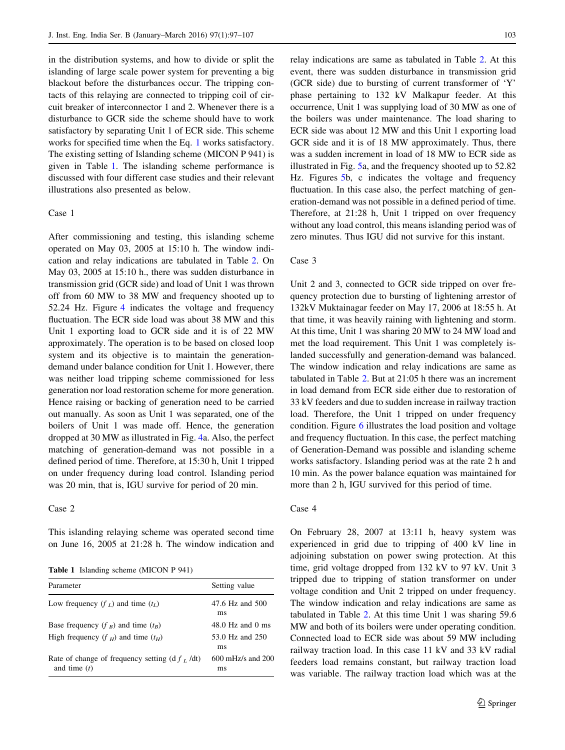in the distribution systems, and how to divide or split the islanding of large scale power system for preventing a big blackout before the disturbances occur. The tripping contacts of this relaying are connected to tripping coil of circuit breaker of interconnector 1 and 2. Whenever there is a disturbance to GCR side the scheme should have to work satisfactory by separating Unit 1 of ECR side. This scheme works for specified time when the Eq. 1 works satisfactory. The existing setting of Islanding scheme (MICON P 941) is given in Table 1. The islanding scheme performance is discussed with four different case studies and their relevant illustrations also presented as below.

### Case 1

After commissioning and testing, this islanding scheme operated on May 03, 2005 at 15:10 h. The window indication and relay indications are tabulated in Table 2. On May 03, 2005 at 15:10 h., there was sudden disturbance in transmission grid (GCR side) and load of Unit 1 was thrown off from 60 MW to 38 MW and frequency shooted up to 52.24 Hz. Figure 4 indicates the voltage and frequency fluctuation. The ECR side load was about 38 MW and this Unit 1 exporting load to GCR side and it is of 22 MW approximately. The operation is to be based on closed loop system and its objective is to maintain the generation-demand under balance condition for Unit 1. However, there was neither load tripping scheme commissioned for less generation nor load restoration scheme for more generation. Hence raising or backing of generation need to be carried out manually. As soon as Unit 1 was separated, one of the boilers of Unit 1 was made off. Hence, the generation dropped at 30 MW as illustrated in Fig. 4a. Also, the perfect matching of generation-demand was not possible in a defined period of time. Therefore, at 15:30 h, Unit 1 tripped on under frequency during load control. Islanding period was 20 min, that is, IGU survive for period of 20 min.

### Case 2

This islanding relaying scheme was operated second time on June 16, 2005 at 21:28 h. The window indication and relay indications are same as tabulated in Table 2. At this event, there was sudden disturbance in transmission grid (GCR side) due to bursting of current transformer of 'Y' phase pertaining to 132 kV Malkapur feeder. At this occurrence, Unit 1 was supplying load of 30 MW as one of the boilers was under maintenance. The load sharing to ECR side was about 12 MW and this Unit 1 exporting load GCR side and it is of 18 MW approximately. Thus, there was a sudden increment in load of 18 MW to ECR side as illustrated in Fig. 5a, and the frequency shooted up to 52.82 Hz. Figures 5b, c indicates the voltage and frequency fluctuation. In this case also, the perfect matching of generation-demand was not possible in a defined period of time. Therefore, at 21:28 h, Unit 1 tripped on over frequency without any load control, this means islanding period was of zero minutes. Thus IGU did not survive for this instant.

**Table 1** Islanding scheme (MICON P 941)

| Parameter | Setting value |
|---|---|
| Low frequency ($f_L$) and time ($t_L$) | 47.6 Hz and 500 ms |
| Base frequency ($f_B$) and time ($t_B$) | 48.0 Hz and 0 ms |
| High frequency ($f_H$) and time ($t_H$) | 53.0 Hz and 250 ms |
| Rate of change of frequency setting ($df_L/dt$) and time ($t$) | 600 mHz/s and 200 ms |

### Case 3

Unit 2 and 3, connected to GCR side tripped on over frequency protection due to bursting of lightening arrestor of 132kV Muktainagar feeder on May 17, 2006 at 18:55 h. At that time, it was heavily raining with lightening and storm. At this time, Unit 1 was sharing 20 MW to 24 MW load and met the load requirement. This Unit 1 was completely islanded successfully and generation-demand was balanced. The window indication and relay indications are same as tabulated in Table 2. But at 21:05 h there was an increment in load demand from ECR side either due to restoration of 33 kV feeders and due to sudden increase in railway traction load. Therefore, the Unit 1 tripped on under frequency condition. Figure 6 illustrates the load position and voltage and frequency fluctuation. In this case, the perfect matching of Generation-Demand was possible and islanding scheme works satisfactory. Islanding period was at the rate 2 h and 10 min. As the power balance equation was maintained for more than 2 h, IGU survived for this period of time.

### Case 4

On February 28, 2007 at 13:11 h, heavy system was experienced in grid due to tripping of 400 kV line in adjoining substation on power swing protection. At this time, grid voltage dropped from 132 kV to 97 kV. Unit 3 tripped due to tripping of station transformer on under voltage condition and Unit 2 tripped on under frequency. The window indication and relay indications are same as tabulated in Table 2. At this time Unit 1 was sharing 59.6 MW and both of its boilers were under operating condition. Connected load to ECR side was about 59 MW including railway traction load. In this case 11 kV and 33 kV radial feeders load remains constant, but railway traction load was variable. The railway traction load which was at the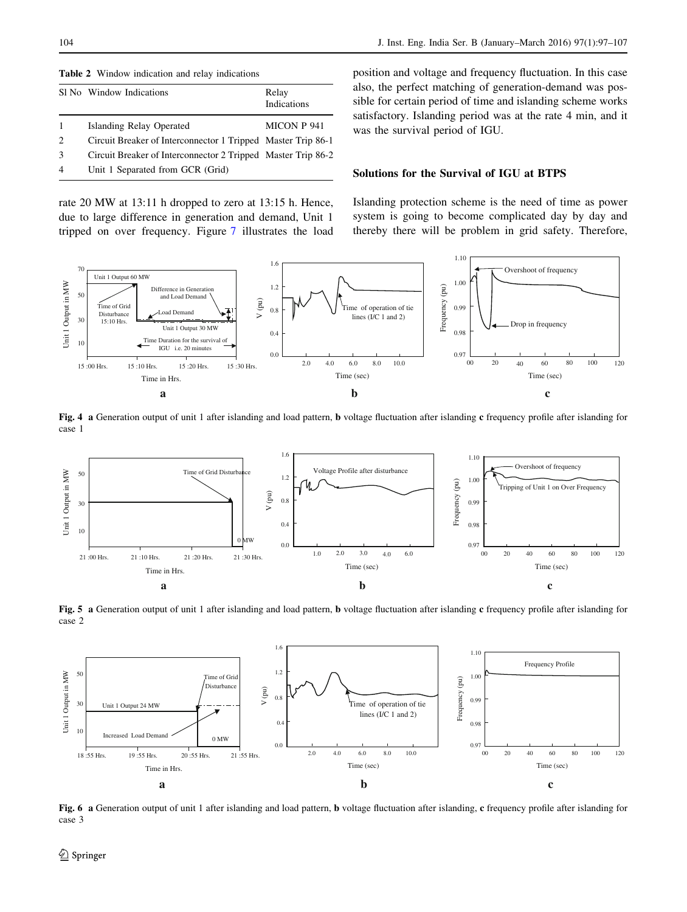**Table 2** Window indication and relay indications

| Sl No | Window Indications | Relay Indications |
|---|---|---|
| 1 | Islanding Relay Operated | MICON P 941 |
| 2 | Circuit Breaker of Interconnector 1 Tripped | Master Trip 86-1 |
| 3 | Circuit Breaker of Interconnector 2 Tripped | Master Trip 86-2 |
| 4 | Unit 1 Separated from GCR (Grid) | |

rate 20 MW at 13:11 h dropped to zero at 13:15 h. Hence, due to large difference in generation and demand, Unit 1 tripped on over frequency. Figure 7 illustrates the load position and voltage and frequency fluctuation. In this case also, the perfect matching of generation-demand was possible for certain period of time and islanding scheme works satisfactory. Islanding period was at the rate 4 min, and it was the survival period of IGU.

## Solutions for the Survival of IGU at BTPS

Islanding protection scheme is the need of time as power system is going to become complicated day by day and thereby there will be problem in grid safety. Therefore,

**Fig. 4** **a** Generation output of unit 1 after islanding and load pattern, **b** voltage fluctuation after islanding **c** frequency profile after islanding for case 1

**Fig. 5** **a** Generation output of unit 1 after islanding and load pattern, **b** voltage fluctuation after islanding **c** frequency profile after islanding for case 2

**Fig. 6** **a** Generation output of unit 1 after islanding and load pattern, **b** voltage fluctuation after islanding, **c** frequency profile after islanding for case 3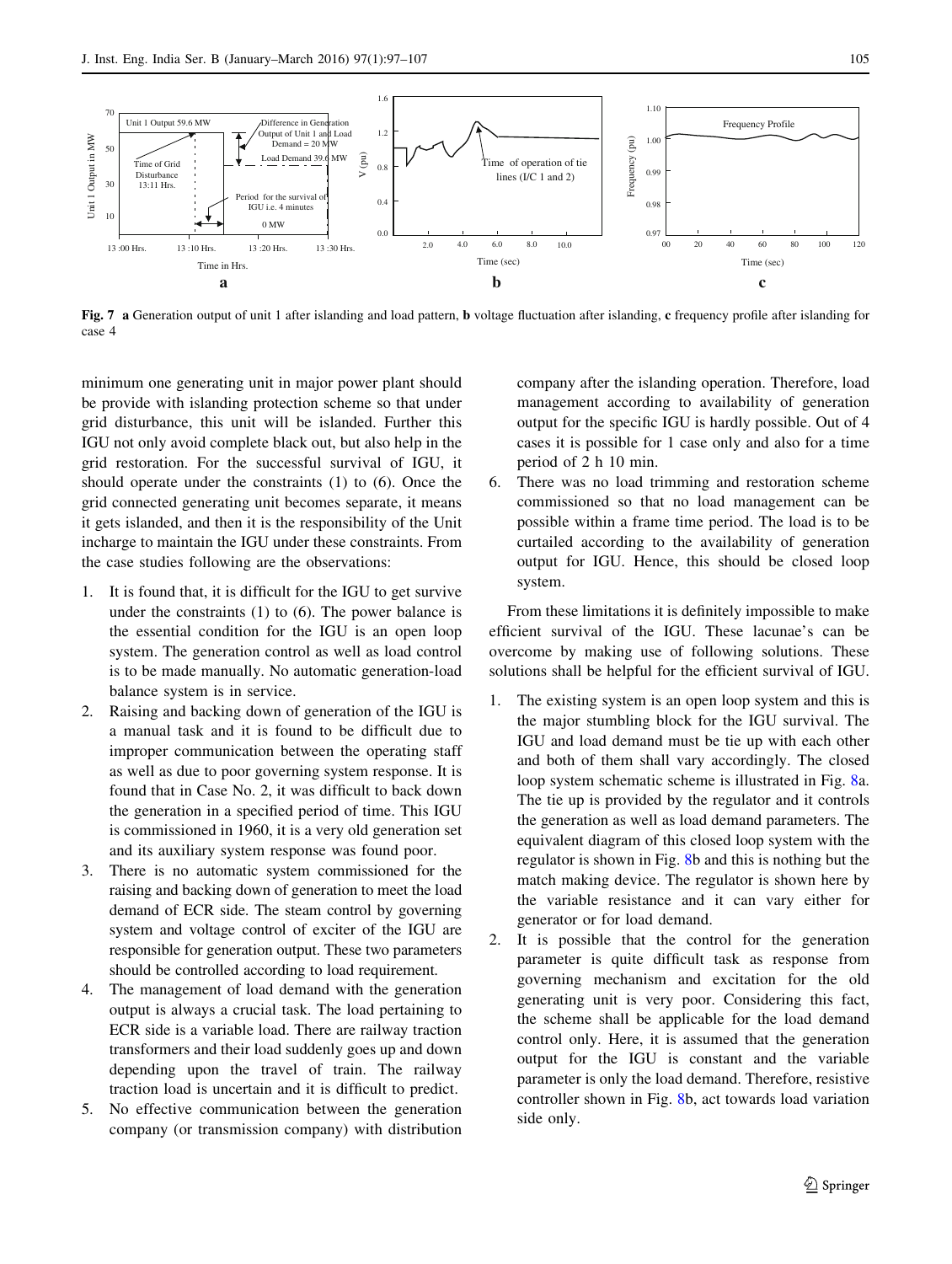Fig. 7 **a** Generation output of unit 1 after islanding and load pattern, **b** voltage fluctuation after islanding, **c** frequency profile after islanding for case 4

minimum one generating unit in major power plant should be provide with islanding protection scheme so that under grid disturbance, this unit will be islanded. Further this IGU not only avoid complete black out, but also help in the grid restoration. For the successful survival of IGU, it should operate under the constraints (1) to (6). Once the grid connected generating unit becomes separate, it means it gets islanded, and then it is the responsibility of the Unit incharge to maintain the IGU under these constraints. From the case studies following are the observations:

1. It is found that, it is difficult for the IGU to get survive under the constraints (1) to (6). The power balance is the essential condition for the IGU is an open loop system. The generation control as well as load control is to be made manually. No automatic generation-load balance system is in service.
2. Raising and backing down of generation of the IGU is a manual task and it is found to be difficult due to improper communication between the operating staff as well as due to poor governing system response. It is found that in Case No. 2, it was difficult to back down the generation in a specified period of time. This IGU is commissioned in 1960, it is a very old generation set and its auxiliary system response was found poor.
3. There is no automatic system commissioned for the raising and backing down of generation to meet the load demand of ECR side. The steam control by governing system and voltage control of exciter of the IGU are responsible for generation output. These two parameters should be controlled according to load requirement.
4. The management of load demand with the generation output is always a crucial task. The load pertaining to ECR side is a variable load. There are railway traction transformers and their load suddenly goes up and down depending upon the travel of train. The railway traction load is uncertain and it is difficult to predict.
5. No effective communication between the generation company (or transmission company) with distribution company after the islanding operation. Therefore, load management according to availability of generation output for the specific IGU is hardly possible. Out of 4 cases it is possible for 1 case only and also for a time period of 2 h 10 min.
6. There was no load trimming and restoration scheme commissioned so that no load management can be possible within a frame time period. The load is to be curtailed according to the availability of generation output for IGU. Hence, this should be closed loop system.

From these limitations it is definitely impossible to make efficient survival of the IGU. These lacunae's can be overcome by making use of following solutions. These solutions shall be helpful for the efficient survival of IGU.

1. The existing system is an open loop system and this is the major stumbling block for the IGU survival. The IGU and load demand must be tie up with each other and both of them shall vary accordingly. The closed loop system schematic scheme is illustrated in Fig. 8a. The tie up is provided by the regulator and it controls the generation as well as load demand parameters. The equivalent diagram of this closed loop system with the regulator is shown in Fig. 8b and this is nothing but the match making device. The regulator is shown here by the variable resistance and it can vary either for generator or for load demand.
2. It is possible that the control for the generation parameter is quite difficult task as response from governing mechanism and excitation for the old generating unit is very poor. Considering this fact, the scheme shall be applicable for the load demand control only. Here, it is assumed that the generation output for the IGU is constant and the variable parameter is only the load demand. Therefore, resistive controller shown in Fig. 8b, act towards load variation side only.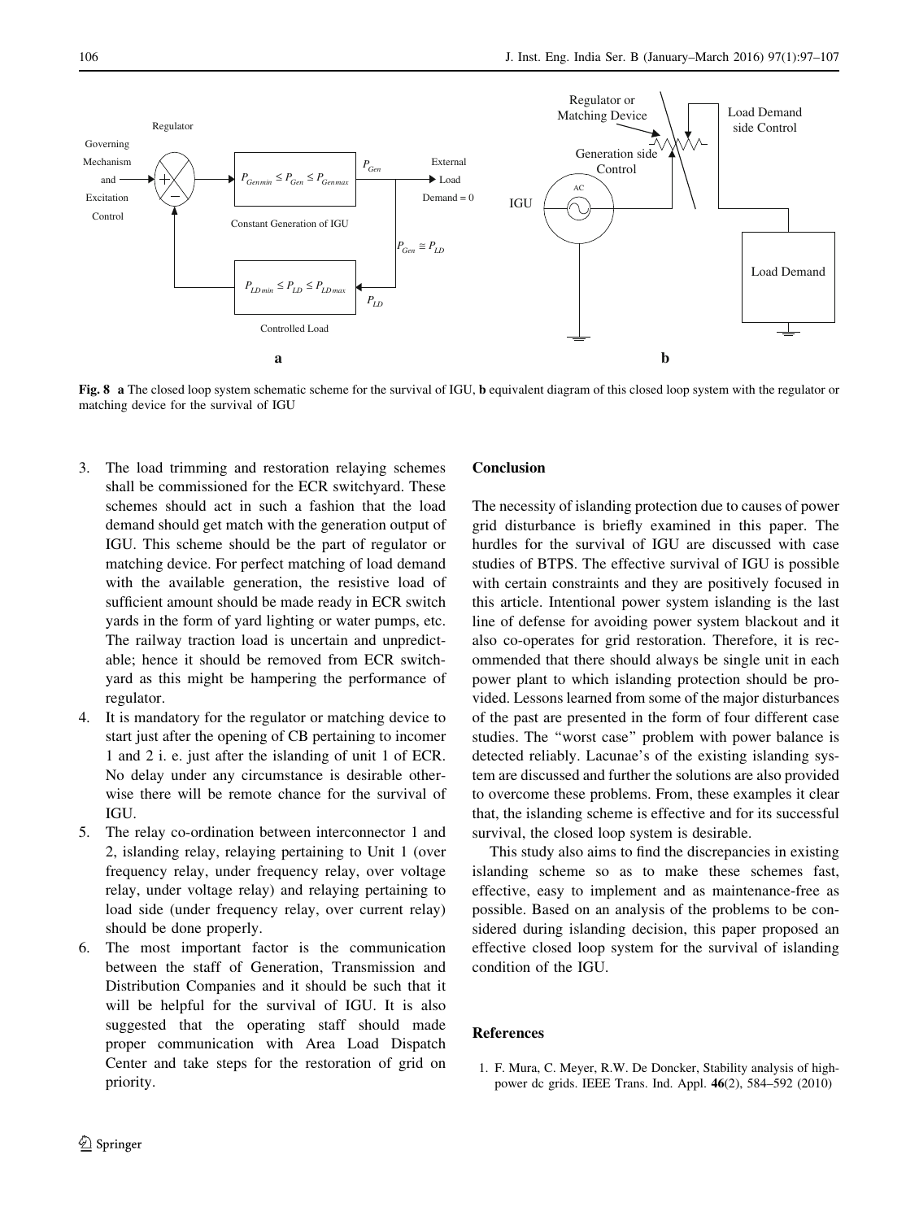**Fig. 8** **a** The closed loop system schematic scheme for the survival of IGU, **b** equivalent diagram of this closed loop system with the regulator or matching device for the survival of IGU

3. The load trimming and restoration relaying schemes shall be commissioned for the ECR switchyard. These schemes should act in such a fashion that the load demand should get match with the generation output of IGU. This scheme should be the part of regulator or matching device. For perfect matching of load demand with the available generation, the resistive load of sufficient amount should be made ready in ECR switch yards in the form of yard lighting or water pumps, etc. The railway traction load is uncertain and unpredictable; hence it should be removed from ECR switchyard as this might be hampering the performance of regulator.
4. It is mandatory for the regulator or matching device to start just after the opening of CB pertaining to incomer 1 and 2 i. e. just after the islanding of unit 1 of ECR. No delay under any circumstance is desirable otherwise there will be remote chance for the survival of IGU.
5. The relay co-ordination between interconnector 1 and 2, islanding relay, relaying pertaining to Unit 1 (over frequency relay, under frequency relay, over voltage relay, under voltage relay) and relaying pertaining to load side (under frequency relay, over current relay) should be done properly.
6. The most important factor is the communication between the staff of Generation, Transmission and Distribution Companies and it should be such that it will be helpful for the survival of IGU. It is also suggested that the operating staff should made proper communication with Area Load Dispatch Center and take steps for the restoration of grid on priority.

## Conclusion

The necessity of islanding protection due to causes of power grid disturbance is briefly examined in this paper. The hurdles for the survival of IGU are discussed with case studies of BTPS. The effective survival of IGU is possible with certain constraints and they are positively focused in this article. Intentional power system islanding is the last line of defense for avoiding power system blackout and it also co-operates for grid restoration. Therefore, it is recommended that there should always be single unit in each power plant to which islanding protection should be provided. Lessons learned from some of the major disturbances of the past are presented in the form of four different case studies. The "worst case" problem with power balance is detected reliably. Lacunae's of the existing islanding system are discussed and further the solutions are also provided to overcome these problems. From, these examples it clear that, the islanding scheme is effective and for its successful survival, the closed loop system is desirable.

This study also aims to find the discrepancies in existing islanding scheme so as to make these schemes fast, effective, easy to implement and as maintenance-free as possible. Based on an analysis of the problems to be considered during islanding decision, this paper proposed an effective closed loop system for the survival of islanding condition of the IGU.

## References

1. F. Mura, C. Meyer, R.W. De Doncker, Stability analysis of high-power dc grids. IEEE Trans. Ind. Appl. **46**(2), 584–592 (2010)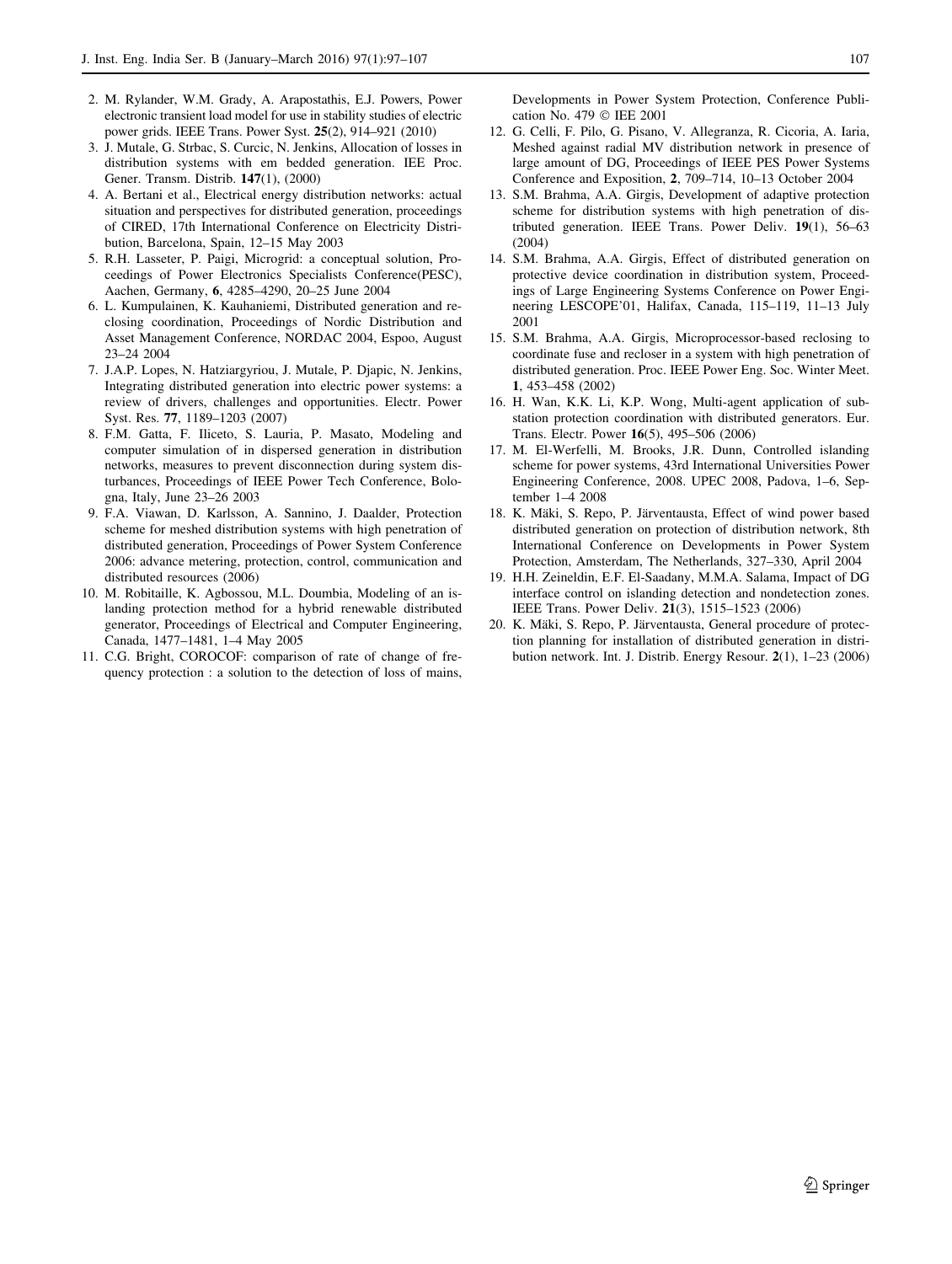2. M. Rylander, W.M. Grady, A. Arapostathis, E.J. Powers, Power electronic transient load model for use in stability studies of electric power grids. IEEE Trans. Power Syst. **25**(2), 914–921 (2010)
3. J. Mutale, G. Strbac, S. Curcic, N. Jenkins, Allocation of losses in distribution systems with em bedded generation. IEE Proc. Gener. Transm. Distrib. **147**(1), (2000)
4. A. Bertani et al., Electrical energy distribution networks: actual situation and perspectives for distributed generation, proceedings of CIRED, 17th International Conference on Electricity Distribution, Barcelona, Spain, 12–15 May 2003
5. R.H. Lasseter, P. Paigi, Microgrid: a conceptual solution, Proceedings of Power Electronics Specialists Conference(PESC), Aachen, Germany, **6**, 4285–4290, 20–25 June 2004
6. L. Kumpulainen, K. Kauhaniemi, Distributed generation and reclosing coordination, Proceedings of Nordic Distribution and Asset Management Conference, NORDAC 2004, Espoo, August 23–24 2004
7. J.A.P. Lopes, N. Hatziargyriou, J. Mutale, P. Djapic, N. Jenkins, Integrating distributed generation into electric power systems: a review of drivers, challenges and opportunities. Electr. Power Syst. Res. **77**, 1189–1203 (2007)
8. F.M. Gatta, F. Iliceto, S. Lauria, P. Masato, Modeling and computer simulation of in dispersed generation in distribution networks, measures to prevent disconnection during system disturbances, Proceedings of IEEE Power Tech Conference, Bologna, Italy, June 23–26 2003
9. F.A. Viawan, D. Karlsson, A. Sannino, J. Daalder, Protection scheme for meshed distribution systems with high penetration of distributed generation, Proceedings of Power System Conference 2006: advance metering, protection, control, communication and distributed resources (2006)
10. M. Robitaille, K. Agbossou, M.L. Doumbia, Modeling of an islanding protection method for a hybrid renewable distributed generator, Proceedings of Electrical and Computer Engineering, Canada, 1477–1481, 1–4 May 2005
11. C.G. Bright, COROCOF: comparison of rate of change of frequency protection : a solution to the detection of loss of mains, Developments in Power System Protection, Conference Publication No. 479 © IEE 2001
12. G. Celli, F. Pilo, G. Pisano, V. Allegranza, R. Cicoria, A. Iaria, Meshed against radial MV distribution network in presence of large amount of DG, Proceedings of IEEE PES Power Systems Conference and Exposition, **2**, 709–714, 10–13 October 2004
13. S.M. Brahma, A.A. Girgis, Development of adaptive protection scheme for distribution systems with high penetration of distributed generation. IEEE Trans. Power Deliv. **19**(1), 56–63 (2004)
14. S.M. Brahma, A.A. Girgis, Effect of distributed generation on protective device coordination in distribution system, Proceedings of Large Engineering Systems Conference on Power Engineering LESCOPE'01, Halifax, Canada, 115–119, 11–13 July 2001
15. S.M. Brahma, A.A. Girgis, Microprocessor-based reclosing to coordinate fuse and recloser in a system with high penetration of distributed generation. Proc. IEEE Power Eng. Soc. Winter Meet. **1**, 453–458 (2002)
16. H. Wan, K.K. Li, K.P. Wong, Multi-agent application of substation protection coordination with distributed generators. Eur. Trans. Electr. Power **16**(5), 495–506 (2006)
17. M. El-Werfelli, M. Brooks, J.R. Dunn, Controlled islanding scheme for power systems, 43rd International Universities Power Engineering Conference, 2008. UPEC 2008, Padova, 1–6, September 1–4 2008
18. K. Mäki, S. Repo, P. Järventausta, Effect of wind power based distributed generation on protection of distribution network, 8th International Conference on Developments in Power System Protection, Amsterdam, The Netherlands, 327–330, April 2004
19. H.H. Zeineldin, E.F. El-Saadany, M.M.A. Salama, Impact of DG interface control on islanding detection and nondetection zones. IEEE Trans. Power Deliv. **21**(3), 1515–1523 (2006)
20. K. Mäki, S. Repo, P. Järventausta, General procedure of protection planning for installation of distributed generation in distribution network. Int. J. Distrib. Energy Resour. **2**(1), 1–23 (2006)